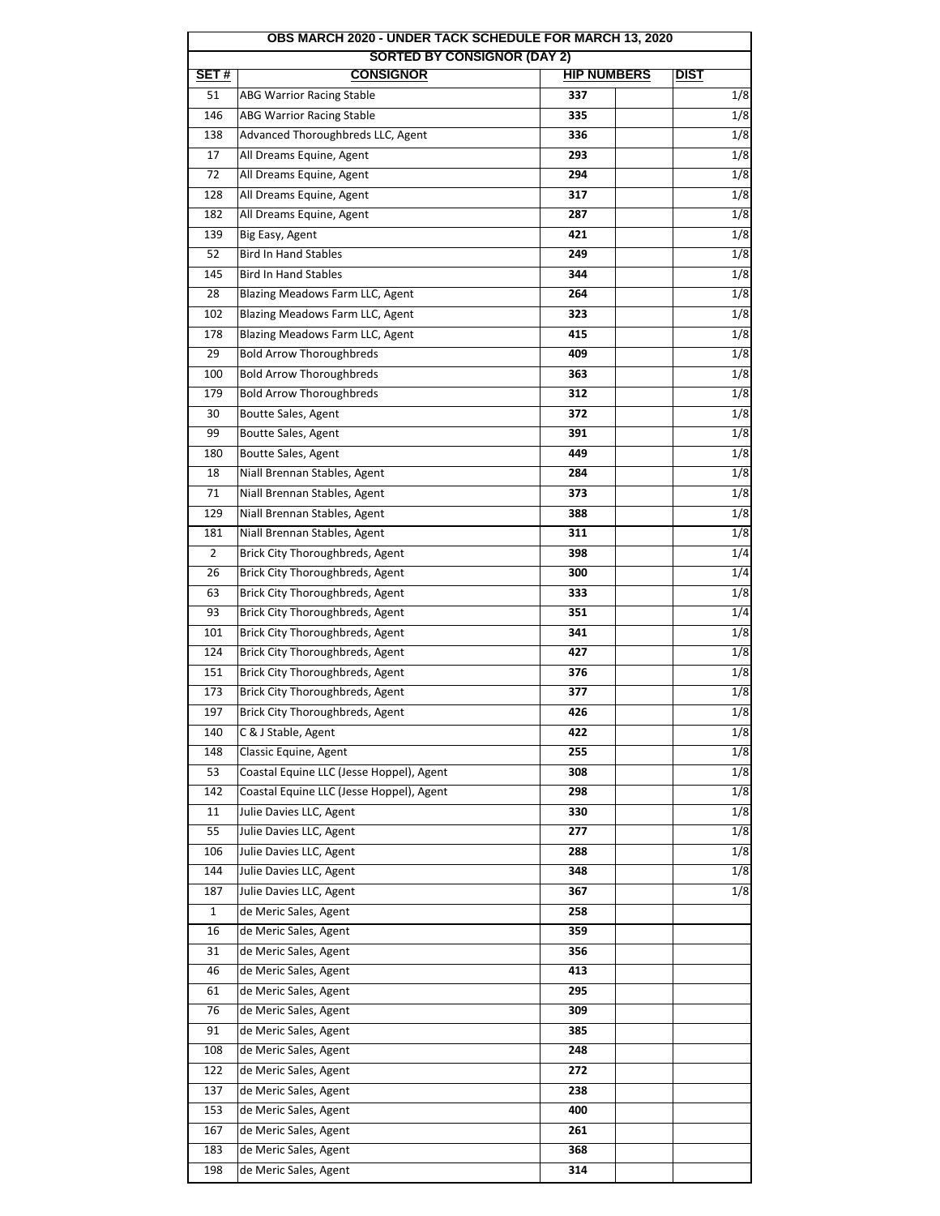| OBS MARCH 2020 - UNDER TACK SCHEDULE FOR MARCH 13, 2020 | | | | |
|---|---|---|---|---|
| SORTED BY CONSIGNOR (DAY 2) | | | | |
| **SET #** | **CONSIGNOR** | **HIP NUMBERS** | | **DIST** |
| 51 | ABG Warrior Racing Stable | 337 | | 1/8 |
| 146 | ABG Warrior Racing Stable | 335 | | 1/8 |
| 138 | Advanced Thoroughbreds LLC, Agent | 336 | | 1/8 |
| 17 | All Dreams Equine, Agent | 293 | | 1/8 |
| 72 | All Dreams Equine, Agent | 294 | | 1/8 |
| 128 | All Dreams Equine, Agent | 317 | | 1/8 |
| 182 | All Dreams Equine, Agent | 287 | | 1/8 |
| 139 | Big Easy, Agent | 421 | | 1/8 |
| 52 | Bird In Hand Stables | 249 | | 1/8 |
| 145 | Bird In Hand Stables | 344 | | 1/8 |
| 28 | Blazing Meadows Farm LLC, Agent | 264 | | 1/8 |
| 102 | Blazing Meadows Farm LLC, Agent | 323 | | 1/8 |
| 178 | Blazing Meadows Farm LLC, Agent | 415 | | 1/8 |
| 29 | Bold Arrow Thoroughbreds | 409 | | 1/8 |
| 100 | Bold Arrow Thoroughbreds | 363 | | 1/8 |
| 179 | Bold Arrow Thoroughbreds | 312 | | 1/8 |
| 30 | Boutte Sales, Agent | 372 | | 1/8 |
| 99 | Boutte Sales, Agent | 391 | | 1/8 |
| 180 | Boutte Sales, Agent | 449 | | 1/8 |
| 18 | Niall Brennan Stables, Agent | 284 | | 1/8 |
| 71 | Niall Brennan Stables, Agent | 373 | | 1/8 |
| 129 | Niall Brennan Stables, Agent | 388 | | 1/8 |
| 181 | Niall Brennan Stables, Agent | 311 | | 1/8 |
| 2 | Brick City Thoroughbreds, Agent | 398 | | 1/4 |
| 26 | Brick City Thoroughbreds, Agent | 300 | | 1/4 |
| 63 | Brick City Thoroughbreds, Agent | 333 | | 1/8 |
| 93 | Brick City Thoroughbreds, Agent | 351 | | 1/4 |
| 101 | Brick City Thoroughbreds, Agent | 341 | | 1/8 |
| 124 | Brick City Thoroughbreds, Agent | 427 | | 1/8 |
| 151 | Brick City Thoroughbreds, Agent | 376 | | 1/8 |
| 173 | Brick City Thoroughbreds, Agent | 377 | | 1/8 |
| 197 | Brick City Thoroughbreds, Agent | 426 | | 1/8 |
| 140 | C & J Stable, Agent | 422 | | 1/8 |
| 148 | Classic Equine, Agent | 255 | | 1/8 |
| 53 | Coastal Equine LLC (Jesse Hoppel), Agent | 308 | | 1/8 |
| 142 | Coastal Equine LLC (Jesse Hoppel), Agent | 298 | | 1/8 |
| 11 | Julie Davies LLC, Agent | 330 | | 1/8 |
| 55 | Julie Davies LLC, Agent | 277 | | 1/8 |
| 106 | Julie Davies LLC, Agent | 288 | | 1/8 |
| 144 | Julie Davies LLC, Agent | 348 | | 1/8 |
| 187 | Julie Davies LLC, Agent | 367 | | 1/8 |
| 1 | de Meric Sales, Agent | 258 | | |
| 16 | de Meric Sales, Agent | 359 | | |
| 31 | de Meric Sales, Agent | 356 | | |
| 46 | de Meric Sales, Agent | 413 | | |
| 61 | de Meric Sales, Agent | 295 | | |
| 76 | de Meric Sales, Agent | 309 | | |
| 91 | de Meric Sales, Agent | 385 | | |
| 108 | de Meric Sales, Agent | 248 | | |
| 122 | de Meric Sales, Agent | 272 | | |
| 137 | de Meric Sales, Agent | 238 | | |
| 153 | de Meric Sales, Agent | 400 | | |
| 167 | de Meric Sales, Agent | 261 | | |
| 183 | de Meric Sales, Agent | 368 | | |
| 198 | de Meric Sales, Agent | 314 | | |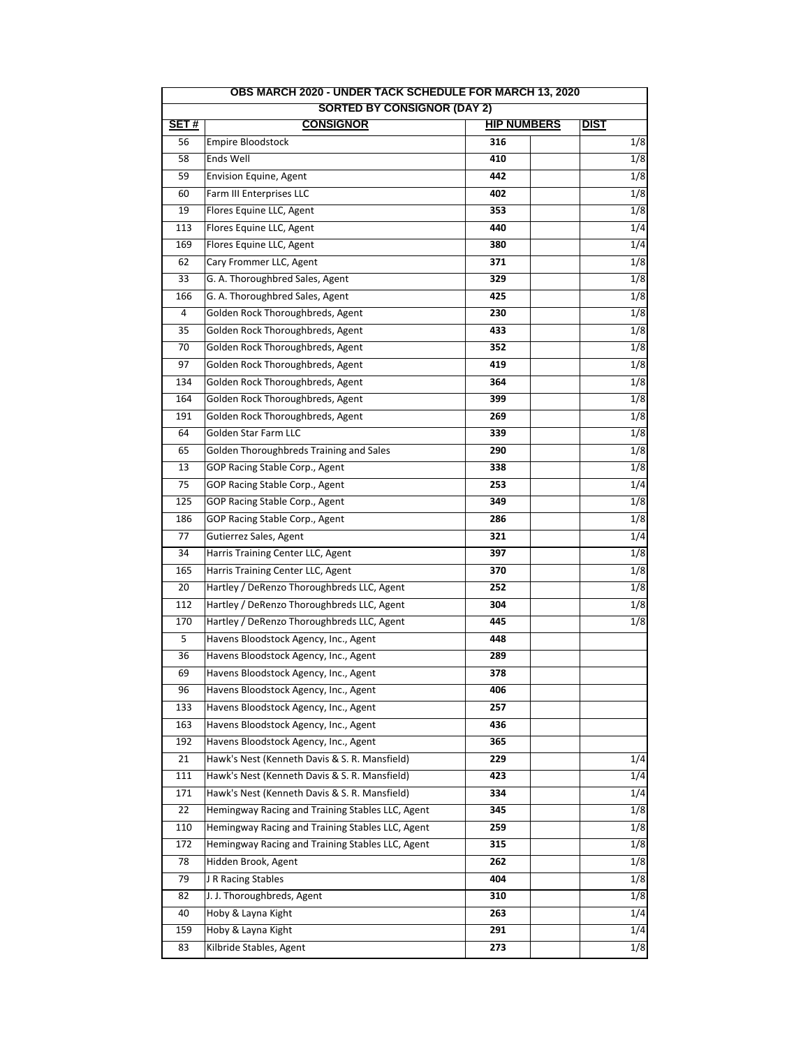| OBS MARCH 2020 - UNDER TACK SCHEDULE FOR MARCH 13, 2020 | | | | |
|---|---|---|---|---|
| **SORTED BY CONSIGNOR (DAY 2)** | | | | |
| **SET #** | **CONSIGNOR** | **HIP NUMBERS** | | **DIST** |
| 56 | Empire Bloodstock | 316 | | 1/8 |
| 58 | Ends Well | 410 | | 1/8 |
| 59 | Envision Equine, Agent | 442 | | 1/8 |
| 60 | Farm III Enterprises LLC | 402 | | 1/8 |
| 19 | Flores Equine LLC, Agent | 353 | | 1/8 |
| 113 | Flores Equine LLC, Agent | 440 | | 1/4 |
| 169 | Flores Equine LLC, Agent | 380 | | 1/4 |
| 62 | Cary Frommer LLC, Agent | 371 | | 1/8 |
| 33 | G. A. Thoroughbred Sales, Agent | 329 | | 1/8 |
| 166 | G. A. Thoroughbred Sales, Agent | 425 | | 1/8 |
| 4 | Golden Rock Thoroughbreds, Agent | 230 | | 1/8 |
| 35 | Golden Rock Thoroughbreds, Agent | 433 | | 1/8 |
| 70 | Golden Rock Thoroughbreds, Agent | 352 | | 1/8 |
| 97 | Golden Rock Thoroughbreds, Agent | 419 | | 1/8 |
| 134 | Golden Rock Thoroughbreds, Agent | 364 | | 1/8 |
| 164 | Golden Rock Thoroughbreds, Agent | 399 | | 1/8 |
| 191 | Golden Rock Thoroughbreds, Agent | 269 | | 1/8 |
| 64 | Golden Star Farm LLC | 339 | | 1/8 |
| 65 | Golden Thoroughbreds Training and Sales | 290 | | 1/8 |
| 13 | GOP Racing Stable Corp., Agent | 338 | | 1/8 |
| 75 | GOP Racing Stable Corp., Agent | 253 | | 1/4 |
| 125 | GOP Racing Stable Corp., Agent | 349 | | 1/8 |
| 186 | GOP Racing Stable Corp., Agent | 286 | | 1/8 |
| 77 | Gutierrez Sales, Agent | 321 | | 1/4 |
| 34 | Harris Training Center LLC, Agent | 397 | | 1/8 |
| 165 | Harris Training Center LLC, Agent | 370 | | 1/8 |
| 20 | Hartley / DeRenzo Thoroughbreds LLC, Agent | 252 | | 1/8 |
| 112 | Hartley / DeRenzo Thoroughbreds LLC, Agent | 304 | | 1/8 |
| 170 | Hartley / DeRenzo Thoroughbreds LLC, Agent | 445 | | 1/8 |
| 5 | Havens Bloodstock Agency, Inc., Agent | 448 | | |
| 36 | Havens Bloodstock Agency, Inc., Agent | 289 | | |
| 69 | Havens Bloodstock Agency, Inc., Agent | 378 | | |
| 96 | Havens Bloodstock Agency, Inc., Agent | 406 | | |
| 133 | Havens Bloodstock Agency, Inc., Agent | 257 | | |
| 163 | Havens Bloodstock Agency, Inc., Agent | 436 | | |
| 192 | Havens Bloodstock Agency, Inc., Agent | 365 | | |
| 21 | Hawk's Nest (Kenneth Davis & S. R. Mansfield) | 229 | | 1/4 |
| 111 | Hawk's Nest (Kenneth Davis & S. R. Mansfield) | 423 | | 1/4 |
| 171 | Hawk's Nest (Kenneth Davis & S. R. Mansfield) | 334 | | 1/4 |
| 22 | Hemingway Racing and Training Stables LLC, Agent | 345 | | 1/8 |
| 110 | Hemingway Racing and Training Stables LLC, Agent | 259 | | 1/8 |
| 172 | Hemingway Racing and Training Stables LLC, Agent | 315 | | 1/8 |
| 78 | Hidden Brook, Agent | 262 | | 1/8 |
| 79 | J R Racing Stables | 404 | | 1/8 |
| 82 | J. J. Thoroughbreds, Agent | 310 | | 1/8 |
| 40 | Hoby & Layna Kight | 263 | | 1/4 |
| 159 | Hoby & Layna Kight | 291 | | 1/4 |
| 83 | Kilbride Stables, Agent | 273 | | 1/8 |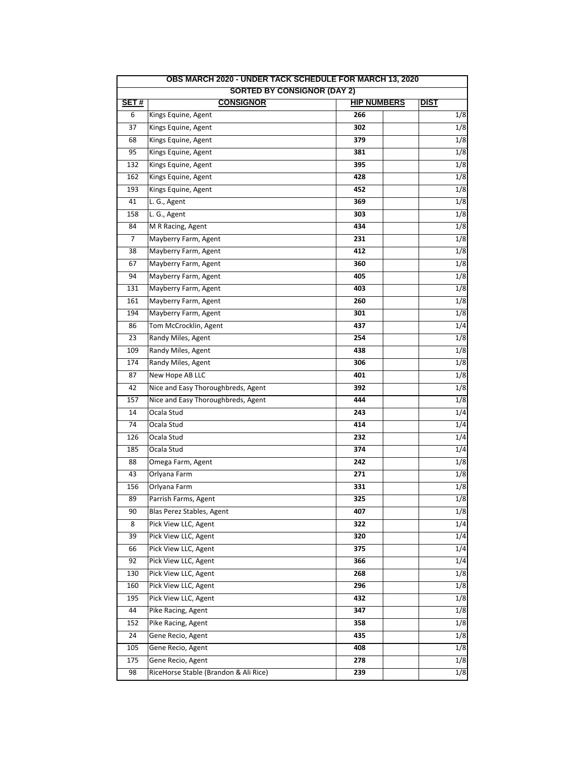| OBS MARCH 2020 - UNDER TACK SCHEDULE FOR MARCH 13, 2020 | | | | |
|---|---|---|---|---|
| SORTED BY CONSIGNOR (DAY 2) | | | | |
| **SET #** | **CONSIGNOR** | **HIP NUMBERS** | | **DIST** |
| 6 | Kings Equine, Agent | 266 | | 1/8 |
| 37 | Kings Equine, Agent | 302 | | 1/8 |
| 68 | Kings Equine, Agent | 379 | | 1/8 |
| 95 | Kings Equine, Agent | 381 | | 1/8 |
| 132 | Kings Equine, Agent | 395 | | 1/8 |
| 162 | Kings Equine, Agent | 428 | | 1/8 |
| 193 | Kings Equine, Agent | 452 | | 1/8 |
| 41 | L. G., Agent | 369 | | 1/8 |
| 158 | L. G., Agent | 303 | | 1/8 |
| 84 | M R Racing, Agent | 434 | | 1/8 |
| 7 | Mayberry Farm, Agent | 231 | | 1/8 |
| 38 | Mayberry Farm, Agent | 412 | | 1/8 |
| 67 | Mayberry Farm, Agent | 360 | | 1/8 |
| 94 | Mayberry Farm, Agent | 405 | | 1/8 |
| 131 | Mayberry Farm, Agent | 403 | | 1/8 |
| 161 | Mayberry Farm, Agent | 260 | | 1/8 |
| 194 | Mayberry Farm, Agent | 301 | | 1/8 |
| 86 | Tom McCrocklin, Agent | 437 | | 1/4 |
| 23 | Randy Miles, Agent | 254 | | 1/8 |
| 109 | Randy Miles, Agent | 438 | | 1/8 |
| 174 | Randy Miles, Agent | 306 | | 1/8 |
| 87 | New Hope AB LLC | 401 | | 1/8 |
| 42 | Nice and Easy Thoroughbreds, Agent | 392 | | 1/8 |
| 157 | Nice and Easy Thoroughbreds, Agent | 444 | | 1/8 |
| 14 | Ocala Stud | 243 | | 1/4 |
| 74 | Ocala Stud | 414 | | 1/4 |
| 126 | Ocala Stud | 232 | | 1/4 |
| 185 | Ocala Stud | 374 | | 1/4 |
| 88 | Omega Farm, Agent | 242 | | 1/8 |
| 43 | Orlyana Farm | 271 | | 1/8 |
| 156 | Orlyana Farm | 331 | | 1/8 |
| 89 | Parrish Farms, Agent | 325 | | 1/8 |
| 90 | Blas Perez Stables, Agent | 407 | | 1/8 |
| 8 | Pick View LLC, Agent | 322 | | 1/4 |
| 39 | Pick View LLC, Agent | 320 | | 1/4 |
| 66 | Pick View LLC, Agent | 375 | | 1/4 |
| 92 | Pick View LLC, Agent | 366 | | 1/4 |
| 130 | Pick View LLC, Agent | 268 | | 1/8 |
| 160 | Pick View LLC, Agent | 296 | | 1/8 |
| 195 | Pick View LLC, Agent | 432 | | 1/8 |
| 44 | Pike Racing, Agent | 347 | | 1/8 |
| 152 | Pike Racing, Agent | 358 | | 1/8 |
| 24 | Gene Recio, Agent | 435 | | 1/8 |
| 105 | Gene Recio, Agent | 408 | | 1/8 |
| 175 | Gene Recio, Agent | 278 | | 1/8 |
| 98 | RiceHorse Stable (Brandon & Ali Rice) | 239 | | 1/8 |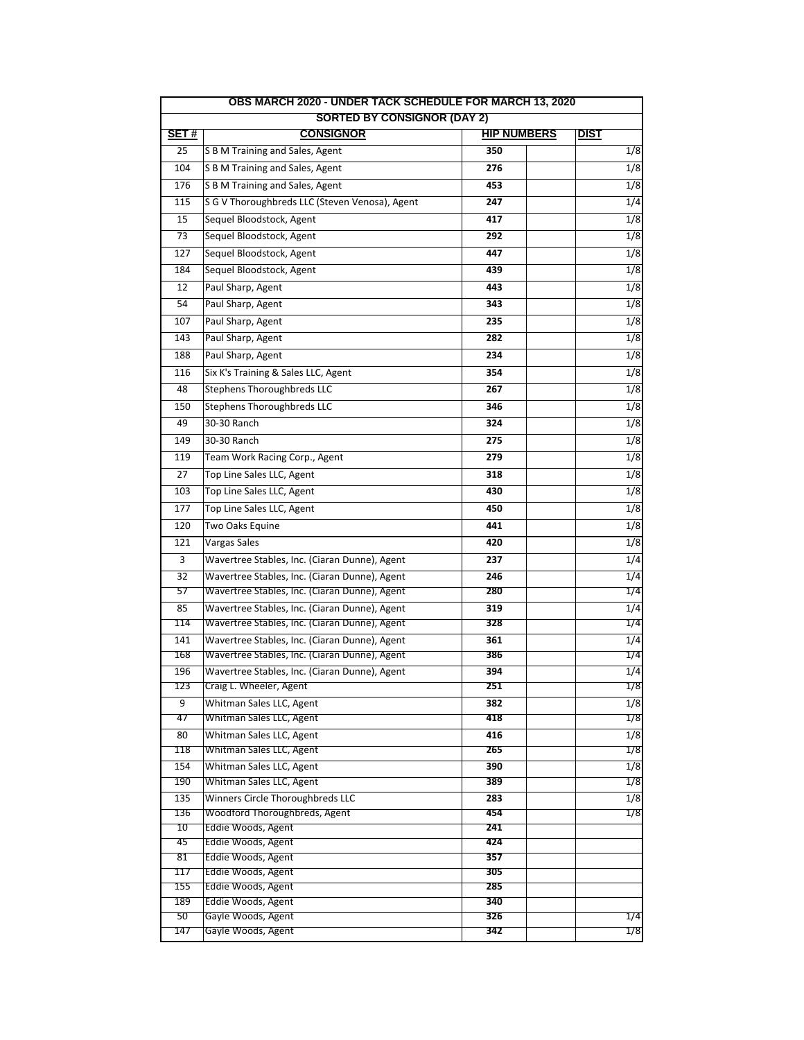| OBS MARCH 2020 - UNDER TACK SCHEDULE FOR MARCH 13, 2020 | | | | |
|---|---|---|---|---|
| **SORTED BY CONSIGNOR (DAY 2)** | | | | |
| **SET #** | **CONSIGNOR** | **HIP NUMBERS** | | **DIST** |
| 25 | S B M Training and Sales, Agent | **350** | | 1/8 |
| 104 | S B M Training and Sales, Agent | **276** | | 1/8 |
| 176 | S B M Training and Sales, Agent | **453** | | 1/8 |
| 115 | S G V Thoroughbreds LLC (Steven Venosa), Agent | **247** | | 1/4 |
| 15 | Sequel Bloodstock, Agent | **417** | | 1/8 |
| 73 | Sequel Bloodstock, Agent | **292** | | 1/8 |
| 127 | Sequel Bloodstock, Agent | **447** | | 1/8 |
| 184 | Sequel Bloodstock, Agent | **439** | | 1/8 |
| 12 | Paul Sharp, Agent | **443** | | 1/8 |
| 54 | Paul Sharp, Agent | **343** | | 1/8 |
| 107 | Paul Sharp, Agent | **235** | | 1/8 |
| 143 | Paul Sharp, Agent | **282** | | 1/8 |
| 188 | Paul Sharp, Agent | **234** | | 1/8 |
| 116 | Six K's Training & Sales LLC, Agent | **354** | | 1/8 |
| 48 | Stephens Thoroughbreds LLC | **267** | | 1/8 |
| 150 | Stephens Thoroughbreds LLC | **346** | | 1/8 |
| 49 | 30-30 Ranch | **324** | | 1/8 |
| 149 | 30-30 Ranch | **275** | | 1/8 |
| 119 | Team Work Racing Corp., Agent | **279** | | 1/8 |
| 27 | Top Line Sales LLC, Agent | **318** | | 1/8 |
| 103 | Top Line Sales LLC, Agent | **430** | | 1/8 |
| 177 | Top Line Sales LLC, Agent | **450** | | 1/8 |
| 120 | Two Oaks Equine | **441** | | 1/8 |
| 121 | Vargas Sales | **420** | | 1/8 |
| 3 | Wavertree Stables, Inc. (Ciaran Dunne), Agent | **237** | | 1/4 |
| 32 | Wavertree Stables, Inc. (Ciaran Dunne), Agent | **246** | | 1/4 |
| 57 | Wavertree Stables, Inc. (Ciaran Dunne), Agent | **280** | | 1/4 |
| 85 | Wavertree Stables, Inc. (Ciaran Dunne), Agent | **319** | | 1/4 |
| 114 | Wavertree Stables, Inc. (Ciaran Dunne), Agent | **328** | | 1/4 |
| 141 | Wavertree Stables, Inc. (Ciaran Dunne), Agent | **361** | | 1/4 |
| 168 | Wavertree Stables, Inc. (Ciaran Dunne), Agent | **386** | | 1/4 |
| 196 | Wavertree Stables, Inc. (Ciaran Dunne), Agent | **394** | | 1/4 |
| 123 | Craig L. Wheeler, Agent | **251** | | 1/8 |
| 9 | Whitman Sales LLC, Agent | **382** | | 1/8 |
| 47 | Whitman Sales LLC, Agent | **418** | | 1/8 |
| 80 | Whitman Sales LLC, Agent | **416** | | 1/8 |
| 118 | Whitman Sales LLC, Agent | **265** | | 1/8 |
| 154 | Whitman Sales LLC, Agent | **390** | | 1/8 |
| 190 | Whitman Sales LLC, Agent | **389** | | 1/8 |
| 135 | Winners Circle Thoroughbreds LLC | **283** | | 1/8 |
| 136 | Woodford Thoroughbreds, Agent | **454** | | 1/8 |
| 10 | Eddie Woods, Agent | **241** | | |
| 45 | Eddie Woods, Agent | **424** | | |
| 81 | Eddie Woods, Agent | **357** | | |
| 117 | Eddie Woods, Agent | **305** | | |
| 155 | Eddie Woods, Agent | **285** | | |
| 189 | Eddie Woods, Agent | **340** | | |
| 50 | Gayle Woods, Agent | **326** | | 1/4 |
| 147 | Gayle Woods, Agent | **342** | | 1/8 |